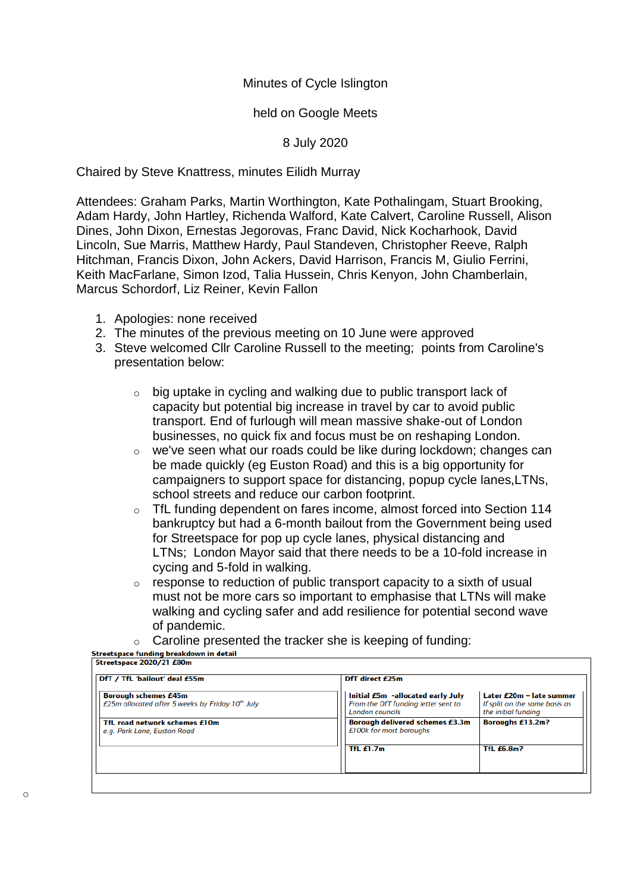Minutes of Cycle Islington

held on Google Meets

8 July 2020

Chaired by Steve Knattress, minutes Eilidh Murray

Attendees: Graham Parks, Martin Worthington, Kate Pothalingam, Stuart Brooking, Adam Hardy, John Hartley, Richenda Walford, Kate Calvert, Caroline Russell, Alison Dines, John Dixon, Ernestas Jegorovas, Franc David, Nick Kocharhook, David Lincoln, Sue Marris, Matthew Hardy, Paul Standeven, Christopher Reeve, Ralph Hitchman, Francis Dixon, John Ackers, David Harrison, Francis M, Giulio Ferrini, Keith MacFarlane, Simon Izod, Talia Hussein, Chris Kenyon, John Chamberlain, Marcus Schordorf, Liz Reiner, Kevin Fallon

1. Apologies: none received
2. The minutes of the previous meeting on 10 June were approved
3. Steve welcomed Cllr Caroline Russell to the meeting; points from Caroline's presentation below:

   - big uptake in cycling and walking due to public transport lack of capacity but potential big increase in travel by car to avoid public transport. End of furlough will mean massive shake-out of London businesses, no quick fix and focus must be on reshaping London.
   - we've seen what our roads could be like during lockdown; changes can be made quickly (eg Euston Road) and this is a big opportunity for campaigners to support space for distancing, popup cycle lanes,LTNs, school streets and reduce our carbon footprint.
   - TfL funding dependent on fares income, almost forced into Section 114 bankruptcy but had a 6-month bailout from the Government being used for Streetspace for pop up cycle lanes, physical distancing and LTNs; London Mayor said that there needs to be a 10-fold increase in cycling and 5-fold in walking.
   - response to reduction of public transport capacity to a sixth of usual must not be more cars so important to emphasise that LTNs will make walking and cycling safer and add resilience for potential second wave of pandemic.
   - Caroline presented the tracker she is keeping of funding:

**Streetspace funding breakdown in detail**

**Streetspace 2020/21 £80m**

| **DfT / TfL 'bailout' deal £55m** | **DfT direct £25m** | |
|---|---|---|
| **Borough schemes £45m**<br>*£25m allocated after 5 weeks by Friday 10th July* | **Initial £5m -allocated early July**<br>*From the DfT funding letter sent to London councils* | **Later £20m – late summer**<br>*If split on the same basis as the initial funding* |
| **TfL road network schemes £10m**<br>*e.g. Park Lane, Euston Road* | **Borough delivered schemes £3.3m**<br>*£100k for most boroughs* | **Boroughs £13.2m?** |
| | **TfL £1.7m** | **TfL £6.8m?** |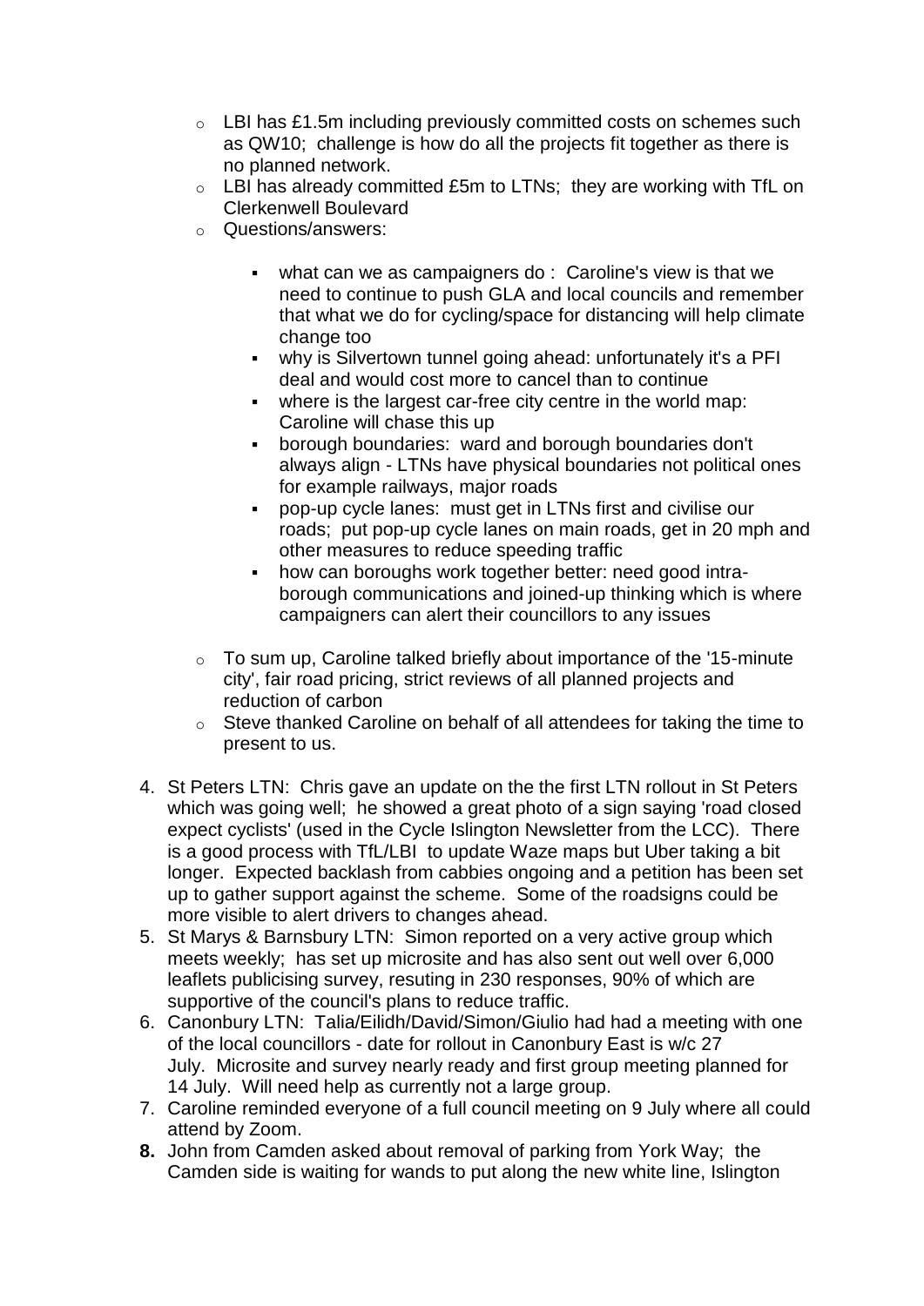- LBI has £1.5m including previously committed costs on schemes such as QW10; challenge is how do all the projects fit together as there is no planned network.
- LBI has already committed £5m to LTNs; they are working with TfL on Clerkenwell Boulevard
- Questions/answers:
    - what can we as campaigners do : Caroline's view is that we need to continue to push GLA and local councils and remember that what we do for cycling/space for distancing will help climate change too
    - why is Silvertown tunnel going ahead: unfortunately it's a PFI deal and would cost more to cancel than to continue
    - where is the largest car-free city centre in the world map: Caroline will chase this up
    - borough boundaries: ward and borough boundaries don't always align - LTNs have physical boundaries not political ones for example railways, major roads
    - pop-up cycle lanes: must get in LTNs first and civilise our roads; put pop-up cycle lanes on main roads, get in 20 mph and other measures to reduce speeding traffic
    - how can boroughs work together better: need good intra-borough communications and joined-up thinking which is where campaigners can alert their councillors to any issues
- To sum up, Caroline talked briefly about importance of the '15-minute city', fair road pricing, strict reviews of all planned projects and reduction of carbon
- Steve thanked Caroline on behalf of all attendees for taking the time to present to us.

4. St Peters LTN: Chris gave an update on the the first LTN rollout in St Peters which was going well; he showed a great photo of a sign saying 'road closed expect cyclists' (used in the Cycle Islington Newsletter from the LCC). There is a good process with TfL/LBI to update Waze maps but Uber taking a bit longer. Expected backlash from cabbies ongoing and a petition has been set up to gather support against the scheme. Some of the roadsigns could be more visible to alert drivers to changes ahead.
5. St Marys & Barnsbury LTN: Simon reported on a very active group which meets weekly; has set up microsite and has also sent out well over 6,000 leaflets publicising survey, resuting in 230 responses, 90% of which are supportive of the council's plans to reduce traffic.
6. Canonbury LTN: Talia/Eilidh/David/Simon/Giulio had had a meeting with one of the local councillors - date for rollout in Canonbury East is w/c 27 July. Microsite and survey nearly ready and first group meeting planned for 14 July. Will need help as currently not a large group.
7. Caroline reminded everyone of a full council meeting on 9 July where all could attend by Zoom.
8. John from Camden asked about removal of parking from York Way; the Camden side is waiting for wands to put along the new white line, Islington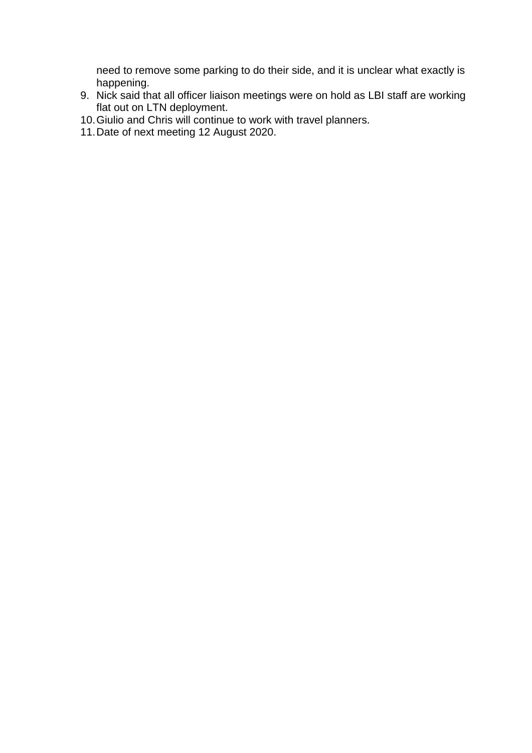need to remove some parking to do their side, and it is unclear what exactly is happening.

9. Nick said that all officer liaison meetings were on hold as LBI staff are working flat out on LTN deployment.
10. Giulio and Chris will continue to work with travel planners.
11. Date of next meeting 12 August 2020.